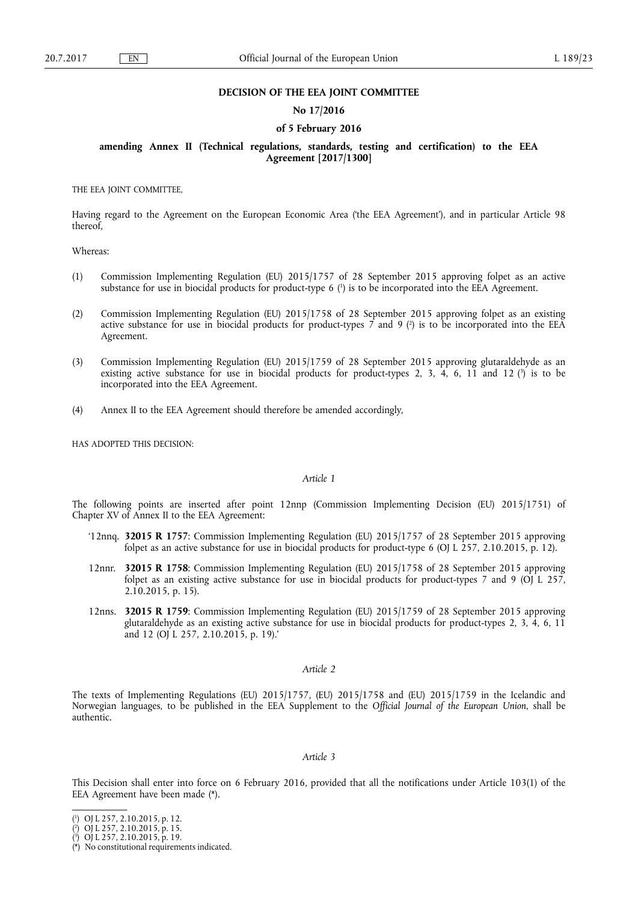**DECISION OF THE EEA JOINT COMMITTEE**

**No 17/2016**

**of 5 February 2016**

**amending Annex II (Technical regulations, standards, testing and certification) to the EEA Agreement [2017/1300]**

THE EEA JOINT COMMITTEE,

Having regard to the Agreement on the European Economic Area ('the EEA Agreement'), and in particular Article 98 thereof,

Whereas:

(1) Commission Implementing Regulation (EU) 2015/1757 of 28 September 2015 approving folpet as an active substance for use in biocidal products for product-type 6 [1] is to be incorporated into the EEA Agreement.

(2) Commission Implementing Regulation (EU) 2015/1758 of 28 September 2015 approving folpet as an existing active substance for use in biocidal products for product-types 7 and 9 [2] is to be incorporated into the EEA Agreement.

(3) Commission Implementing Regulation (EU) 2015/1759 of 28 September 2015 approving glutaraldehyde as an existing active substance for use in biocidal products for product-types 2, 3, 4, 6, 11 and 12 [3] is to be incorporated into the EEA Agreement.

(4) Annex II to the EEA Agreement should therefore be amended accordingly,

HAS ADOPTED THIS DECISION:

*Article 1*

The following points are inserted after point 12nnp (Commission Implementing Decision (EU) 2015/1751) of Chapter XV of Annex II to the EEA Agreement:

'12nnq. **32015 R 1757**: Commission Implementing Regulation (EU) 2015/1757 of 28 September 2015 approving folpet as an active substance for use in biocidal products for product-type 6 (OJ L 257, 2.10.2015, p. 12).

12nnr. **32015 R 1758**: Commission Implementing Regulation (EU) 2015/1758 of 28 September 2015 approving folpet as an existing active substance for use in biocidal products for product-types 7 and 9 (OJ L 257, 2.10.2015, p. 15).

12nns. **32015 R 1759**: Commission Implementing Regulation (EU) 2015/1759 of 28 September 2015 approving glutaraldehyde as an existing active substance for use in biocidal products for product-types 2, 3, 4, 6, 11 and 12 (OJ L 257, 2.10.2015, p. 19).'

*Article 2*

The texts of Implementing Regulations (EU) 2015/1757, (EU) 2015/1758 and (EU) 2015/1759 in the Icelandic and Norwegian languages, to be published in the EEA Supplement to the *Official Journal of the European Union*, shall be authentic.

*Article 3*

This Decision shall enter into force on 6 February 2016, provided that all the notifications under Article 103(1) of the EEA Agreement have been made (*).

---

[1] OJ L 257, 2.10.2015, p. 12.

[2] OJ L 257, 2.10.2015, p. 15.

[3] OJ L 257, 2.10.2015, p. 19.

(*) No constitutional requirements indicated.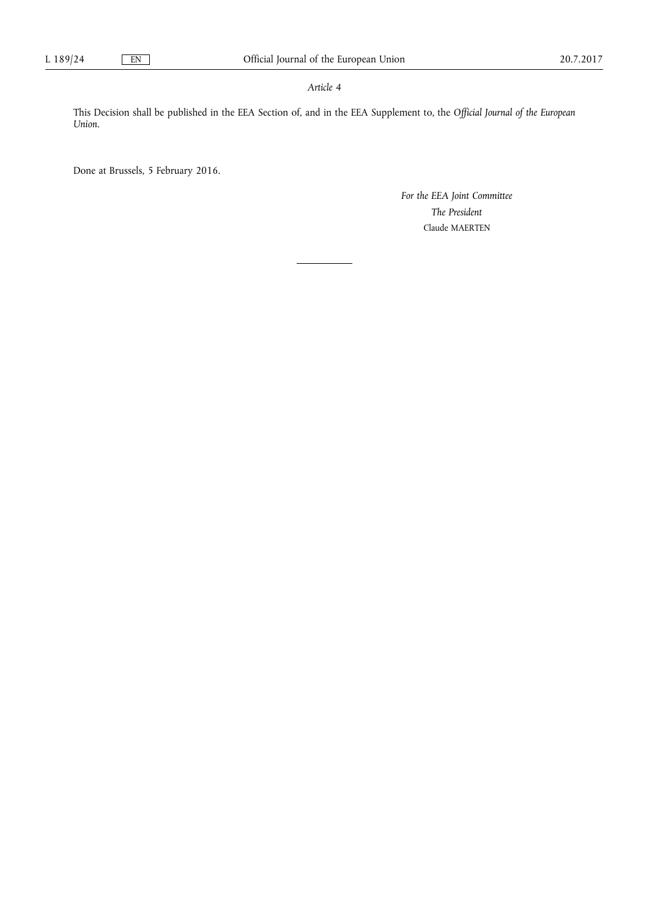*Article 4*

This Decision shall be published in the EEA Section of, and in the EEA Supplement to, the *Official Journal of the European Union*.

Done at Brussels, 5 February 2016.

*For the EEA Joint Committee*

*The President*

Claude MAERTEN